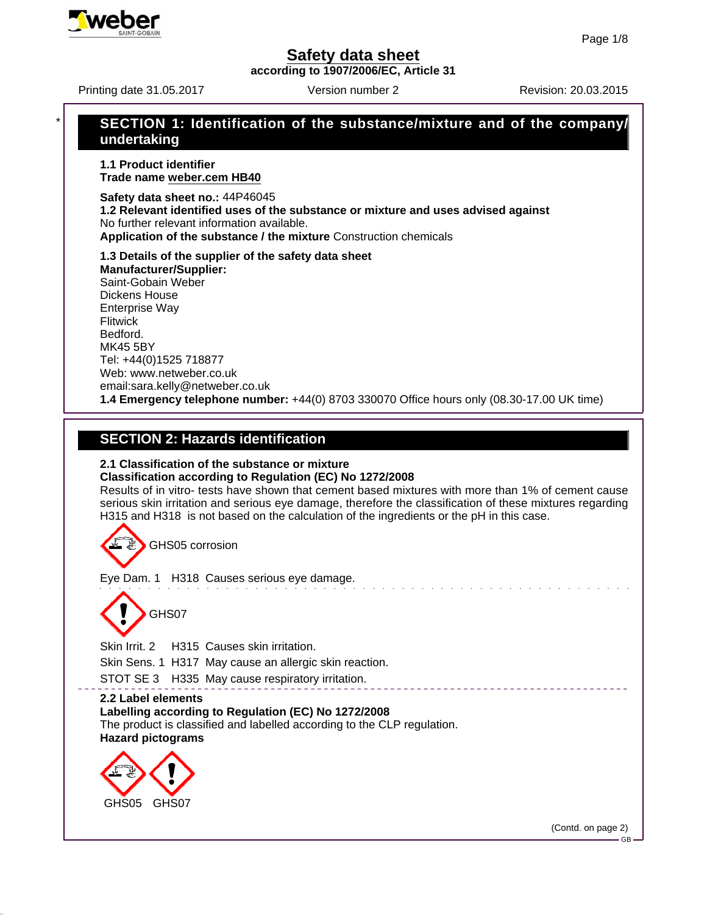# Safety data sheet

**according to 1907/2006/EC, Article 31**

Printing date 31.05.2017 | Version number 2 | Revision: 20.03.2015

## * SECTION 1: Identification of the substance/mixture and of the company/undertaking

**1.1 Product identifier**

**Trade name weber.cem HB40**

**Safety data sheet no.:** 44P46045

**1.2 Relevant identified uses of the substance or mixture and uses advised against**

No further relevant information available.

**Application of the substance / the mixture** Construction chemicals

**1.3 Details of the supplier of the safety data sheet**

**Manufacturer/Supplier:**

Saint-Gobain Weber
Dickens House
Enterprise Way
Flitwick
Bedford.
MK45 5BY
Tel: +44(0)1525 718877
Web: www.netweber.co.uk
email:sara.kelly@netweber.co.uk

**1.4 Emergency telephone number:** +44(0) 8703 330070 Office hours only (08.30-17.00 UK time)

## SECTION 2: Hazards identification

**2.1 Classification of the substance or mixture**

**Classification according to Regulation (EC) No 1272/2008**

Results of in vitro- tests have shown that cement based mixtures with more than 1% of cement cause serious skin irritation and serious eye damage, therefore the classification of these mixtures regarding H315 and H318 is not based on the calculation of the ingredients or the pH in this case.

GHS05 corrosion

Eye Dam. 1 H318 Causes serious eye damage.

GHS07

Skin Irrit. 2 H315 Causes skin irritation.

Skin Sens. 1 H317 May cause an allergic skin reaction.

STOT SE 3 H335 May cause respiratory irritation.

**2.2 Label elements**

**Labelling according to Regulation (EC) No 1272/2008**

The product is classified and labelled according to the CLP regulation.

**Hazard pictograms**

GHS05 GHS07

(Contd. on page 2)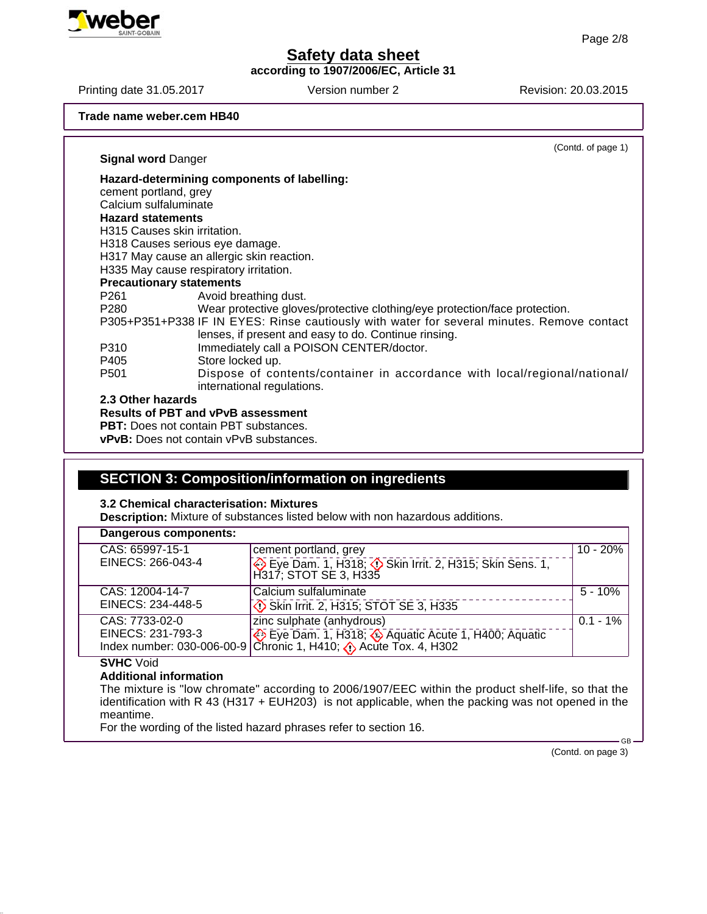Trade name weber.cem HB40

(Contd. of page 1)

**Signal word** Danger

**Hazard-determining components of labelling:**
cement portland, grey
Calcium sulfaluminate

**Hazard statements**
H315 Causes skin irritation.
H318 Causes serious eye damage.
H317 May cause an allergic skin reaction.
H335 May cause respiratory irritation.

**Precautionary statements**

| | |
|---|---|
| P261 | Avoid breathing dust. |
| P280 | Wear protective gloves/protective clothing/eye protection/face protection. |
| P305+P351+P338 | IF IN EYES: Rinse cautiously with water for several minutes. Remove contact lenses, if present and easy to do. Continue rinsing. |
| P310 | Immediately call a POISON CENTER/doctor. |
| P405 | Store locked up. |
| P501 | Dispose of contents/container in accordance with local/regional/national/international regulations. |

**2.3 Other hazards**

**Results of PBT and vPvB assessment**
**PBT:** Does not contain PBT substances.
**vPvB:** Does not contain vPvB substances.

## SECTION 3: Composition/information on ingredients

**3.2 Chemical characterisation: Mixtures**

**Description:** Mixture of substances listed below with non hazardous additions.

| **Dangerous components:** | | |
|---|---|---|
| CAS: 65997-15-1<br>EINECS: 266-043-4 | cement portland, grey<br>Eye Dam. 1, H318; Skin Irrit. 2, H315; Skin Sens. 1, H317; STOT SE 3, H335 | 10 - 20% |
| CAS: 12004-14-7<br>EINECS: 234-448-5 | Calcium sulfaluminate<br>Skin Irrit. 2, H315; STOT SE 3, H335 | 5 - 10% |
| CAS: 7733-02-0<br>EINECS: 231-793-3<br>Index number: 030-006-00-9 | zinc sulphate (anhydrous)<br>Eye Dam. 1, H318; Aquatic Acute 1, H400; Aquatic Chronic 1, H410; Acute Tox. 4, H302 | 0.1 - 1% |

**SVHC** Void

**Additional information**
The mixture is "low chromate" according to 2006/1907/EEC within the product shelf-life, so that the identification with R 43 (H317 + EUH203) is not applicable, when the packing was not opened in the meantime.
For the wording of the listed hazard phrases refer to section 16.

(Contd. on page 3)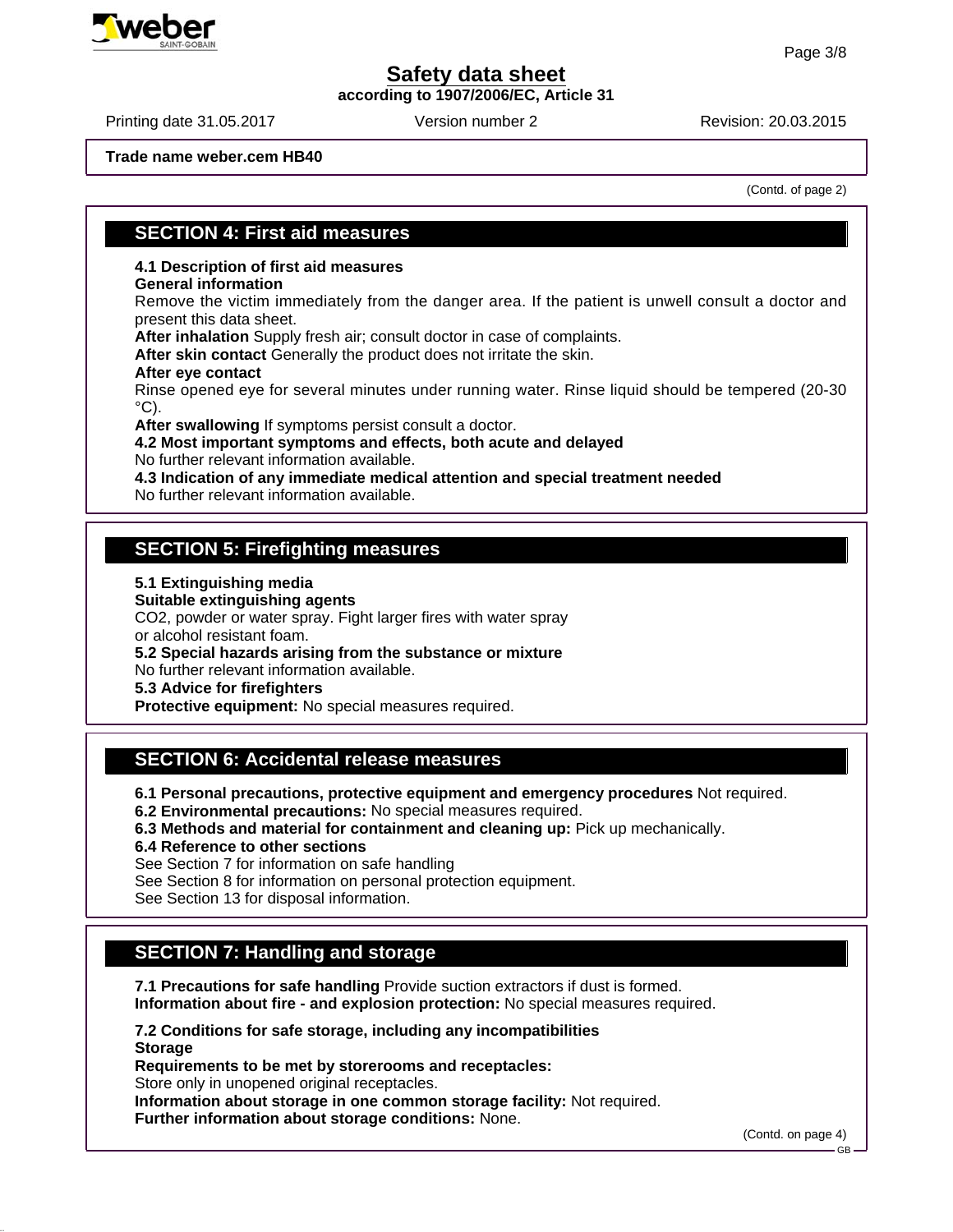**Trade name weber.cem HB40**

(Contd. of page 2)

## SECTION 4: First aid measures

**4.1 Description of first aid measures**
**General information**
Remove the victim immediately from the danger area. If the patient is unwell consult a doctor and present this data sheet.
**After inhalation** Supply fresh air; consult doctor in case of complaints.
**After skin contact** Generally the product does not irritate the skin.
**After eye contact**
Rinse opened eye for several minutes under running water. Rinse liquid should be tempered (20-30 °C).
**After swallowing** If symptoms persist consult a doctor.
**4.2 Most important symptoms and effects, both acute and delayed**
No further relevant information available.
**4.3 Indication of any immediate medical attention and special treatment needed**
No further relevant information available.

## SECTION 5: Firefighting measures

**5.1 Extinguishing media**
**Suitable extinguishing agents**
$CO_2$, powder or water spray. Fight larger fires with water spray or alcohol resistant foam.
**5.2 Special hazards arising from the substance or mixture**
No further relevant information available.
**5.3 Advice for firefighters**
**Protective equipment:** No special measures required.

## SECTION 6: Accidental release measures

**6.1 Personal precautions, protective equipment and emergency procedures** Not required.
**6.2 Environmental precautions:** No special measures required.
**6.3 Methods and material for containment and cleaning up:** Pick up mechanically.
**6.4 Reference to other sections**
See Section 7 for information on safe handling
See Section 8 for information on personal protection equipment.
See Section 13 for disposal information.

## SECTION 7: Handling and storage

**7.1 Precautions for safe handling** Provide suction extractors if dust is formed.
**Information about fire - and explosion protection:** No special measures required.

**7.2 Conditions for safe storage, including any incompatibilities**
**Storage**
**Requirements to be met by storerooms and receptacles:**
Store only in unopened original receptacles.
**Information about storage in one common storage facility:** Not required.
**Further information about storage conditions:** None.

(Contd. on page 4)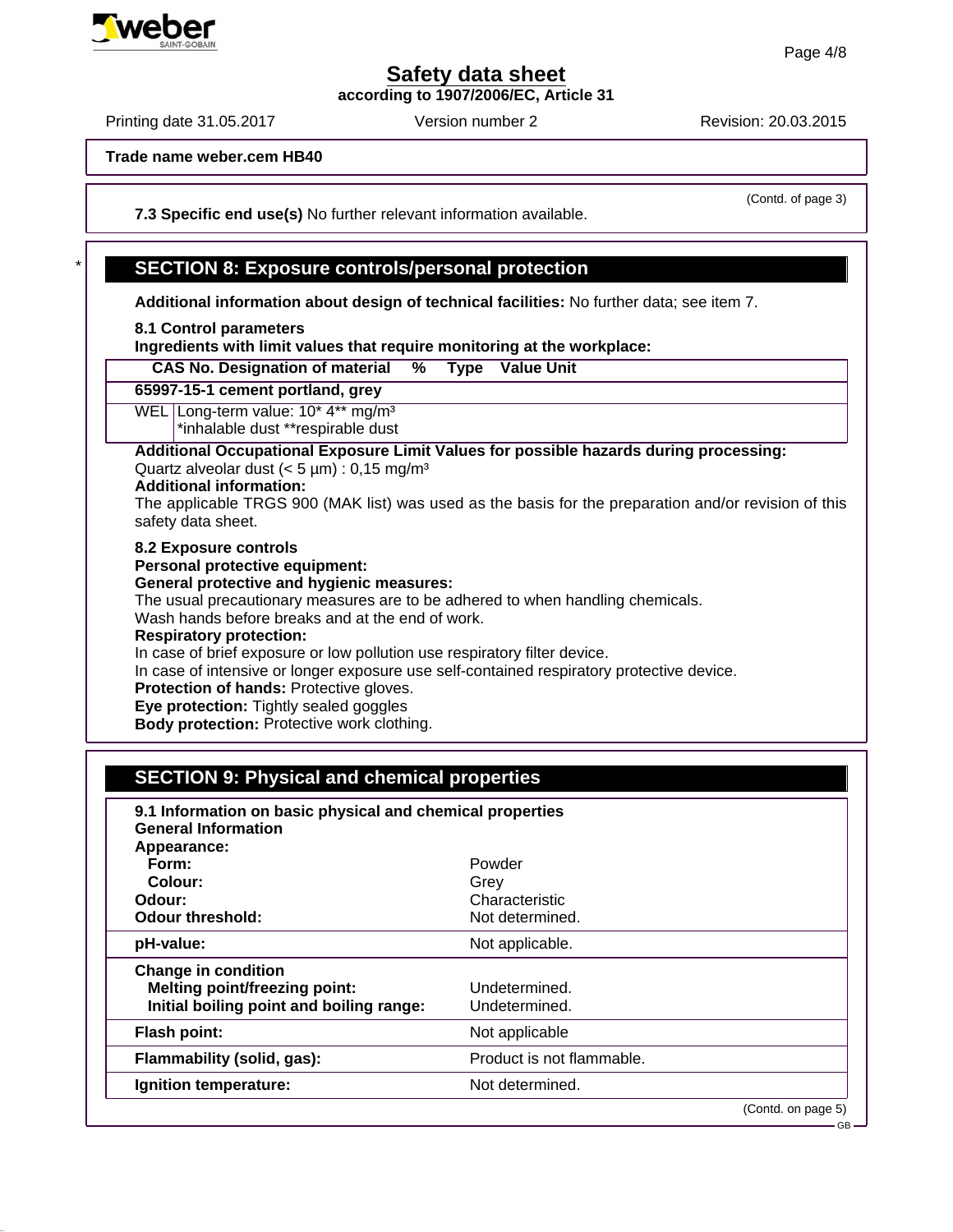**Trade name weber.cem HB40**

(Contd. of page 3)

**7.3 Specific end use(s)** No further relevant information available.

## SECTION 8: Exposure controls/personal protection

**Additional information about design of technical facilities:** No further data; see item 7.

**8.1 Control parameters**

**Ingredients with limit values that require monitoring at the workplace:**

| CAS No. Designation of material % Type Value Unit | |
|---|---|
| **65997-15-1 cement portland, grey** | |
| WEL | Long-term value: 10* 4** mg/m³<br>*inhalable dust **respirable dust |

**Additional Occupational Exposure Limit Values for possible hazards during processing:**
Quartz alveolar dust (< 5 µm) : 0,15 mg/m³

**Additional information:**
The applicable TRGS 900 (MAK list) was used as the basis for the preparation and/or revision of this safety data sheet.

**8.2 Exposure controls**

**Personal protective equipment:**

**General protective and hygienic measures:**
The usual precautionary measures are to be adhered to when handling chemicals.
Wash hands before breaks and at the end of work.

**Respiratory protection:**
In case of brief exposure or low pollution use respiratory filter device.
In case of intensive or longer exposure use self-contained respiratory protective device.

**Protection of hands:** Protective gloves.

**Eye protection:** Tightly sealed goggles

**Body protection:** Protective work clothing.

## SECTION 9: Physical and chemical properties

**9.1 Information on basic physical and chemical properties**

| | |
|---|---|
| **General Information** | |
| **Appearance:** | |
| **Form:** | Powder |
| **Colour:** | Grey |
| **Odour:** | Characteristic |
| **Odour threshold:** | Not determined. |
| **pH-value:** | Not applicable. |
| **Change in condition** | |
| **Melting point/freezing point:** | Undetermined. |
| **Initial boiling point and boiling range:** | Undetermined. |
| **Flash point:** | Not applicable |
| **Flammability (solid, gas):** | Product is not flammable. |
| **Ignition temperature:** | Not determined. |

(Contd. on page 5)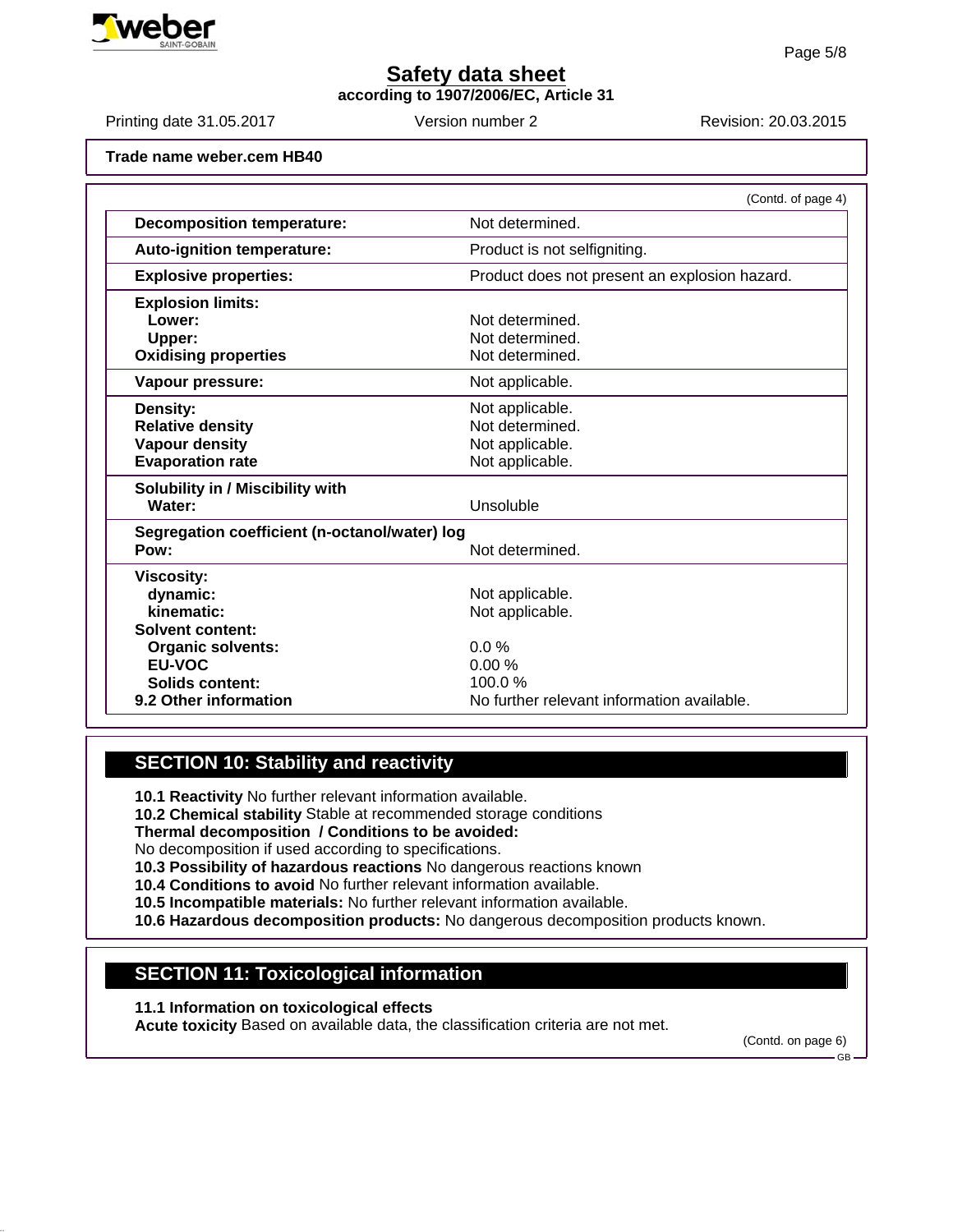**Trade name weber.cem HB40**

(Contd. of page 4)

| | |
|---|---|
| **Decomposition temperature:** | Not determined. |
| **Auto-ignition temperature:** | Product is not selfigniting. |
| **Explosive properties:** | Product does not present an explosion hazard. |
| **Explosion limits:** | |
| **Lower:** | Not determined. |
| **Upper:** | Not determined. |
| **Oxidising properties** | Not determined. |
| **Vapour pressure:** | Not applicable. |
| **Density:** | Not applicable. |
| **Relative density** | Not determined. |
| **Vapour density** | Not applicable. |
| **Evaporation rate** | Not applicable. |
| **Solubility in / Miscibility with** | |
| **Water:** | Unsoluble |
| **Segregation coefficient (n-octanol/water) log Pow:** | Not determined. |
| **Viscosity:** | |
| **dynamic:** | Not applicable. |
| **kinematic:** | Not applicable. |
| **Solvent content:** | |
| **Organic solvents:** | 0.0 % |
| **EU-VOC** | 0.00 % |
| **Solids content:** | 100.0 % |
| **9.2 Other information** | No further relevant information available. |

## SECTION 10: Stability and reactivity

**10.1 Reactivity** No further relevant information available.
**10.2 Chemical stability** Stable at recommended storage conditions
**Thermal decomposition / Conditions to be avoided:**
No decomposition if used according to specifications.
**10.3 Possibility of hazardous reactions** No dangerous reactions known
**10.4 Conditions to avoid** No further relevant information available.
**10.5 Incompatible materials:** No further relevant information available.
**10.6 Hazardous decomposition products:** No dangerous decomposition products known.

## SECTION 11: Toxicological information

**11.1 Information on toxicological effects**
**Acute toxicity** Based on available data, the classification criteria are not met.

(Contd. on page 6)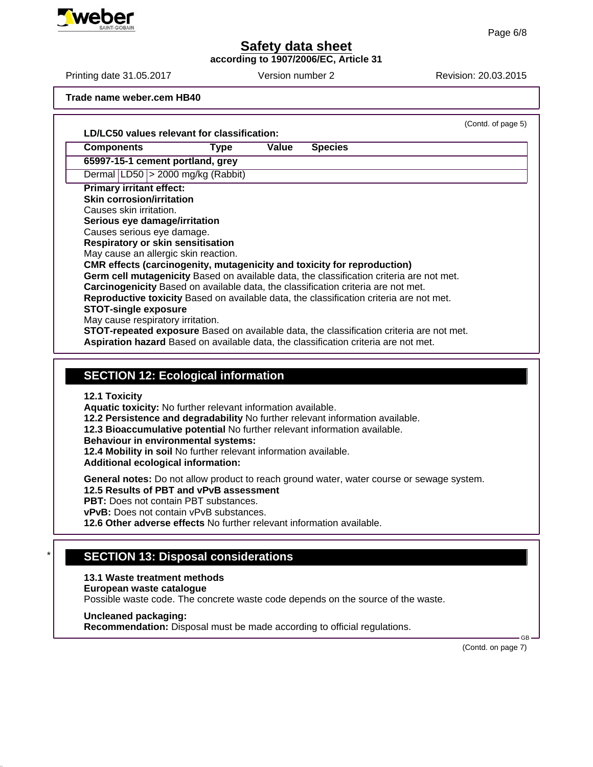**Trade name weber.cem HB40**

(Contd. of page 5)

**LD/LC50 values relevant for classification:**

| Components | Type | Value | Species |
|---|---|---|---|
| **65997-15-1 cement portland, grey** | | | |
| Dermal | LD50 | > 2000 mg/kg | (Rabbit) |

**Primary irritant effect:**

**Skin corrosion/irritation**
Causes skin irritation.

**Serious eye damage/irritation**
Causes serious eye damage.

**Respiratory or skin sensitisation**
May cause an allergic skin reaction.

**CMR effects (carcinogenity, mutagenicity and toxicity for reproduction)**

**Germ cell mutagenicity** Based on available data, the classification criteria are not met.

**Carcinogenicity** Based on available data, the classification criteria are not met.

**Reproductive toxicity** Based on available data, the classification criteria are not met.

**STOT-single exposure**
May cause respiratory irritation.

**STOT-repeated exposure** Based on available data, the classification criteria are not met.

**Aspiration hazard** Based on available data, the classification criteria are not met.

## SECTION 12: Ecological information

**12.1 Toxicity**

**Aquatic toxicity:** No further relevant information available.

**12.2 Persistence and degradability** No further relevant information available.

**12.3 Bioaccumulative potential** No further relevant information available.

**Behaviour in environmental systems:**

**12.4 Mobility in soil** No further relevant information available.

**Additional ecological information:**

**General notes:** Do not allow product to reach ground water, water course or sewage system.

**12.5 Results of PBT and vPvB assessment**

**PBT:** Does not contain PBT substances.

**vPvB:** Does not contain vPvB substances.

**12.6 Other adverse effects** No further relevant information available.

## * SECTION 13: Disposal considerations

**13.1 Waste treatment methods**

**European waste catalogue**
Possible waste code. The concrete waste code depends on the source of the waste.

**Uncleaned packaging:**

**Recommendation:** Disposal must be made according to official regulations.

(Contd. on page 7)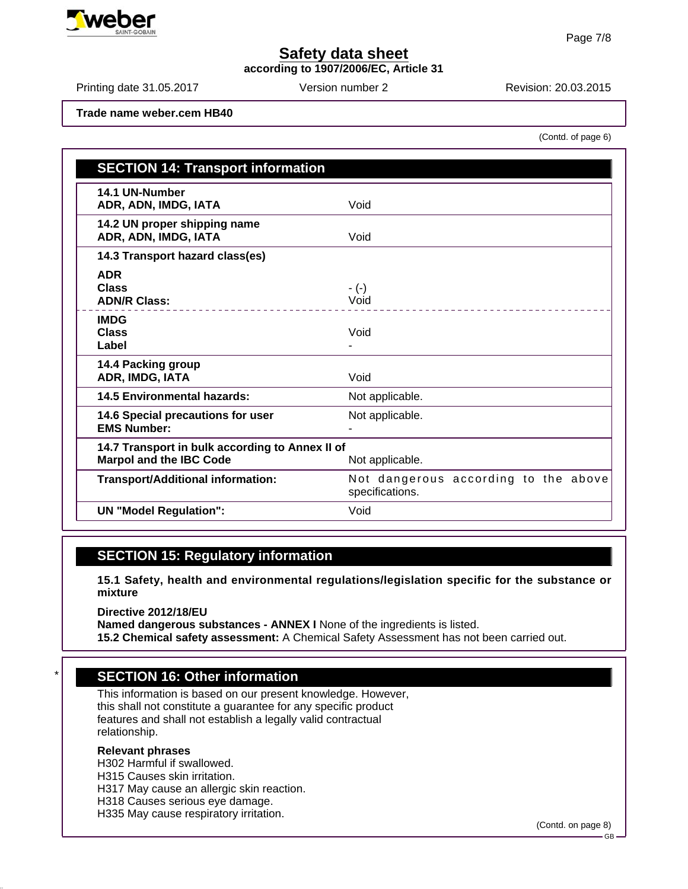Trade name weber.cem HB40

(Contd. of page 6)

## SECTION 14: Transport information

| | |
|---|---|
| **14.1 UN-Number**<br>**ADR, ADN, IMDG, IATA** | Void |
| **14.2 UN proper shipping name**<br>**ADR, ADN, IMDG, IATA** | Void |
| **14.3 Transport hazard class(es)** | |
| **ADR**<br>**Class**<br>**ADN/R Class:** | - (-)<br>Void |
| **IMDG**<br>**Class**<br>**Label** | Void<br>- |
| **14.4 Packing group**<br>**ADR, IMDG, IATA** | Void |
| **14.5 Environmental hazards:** | Not applicable. |
| **14.6 Special precautions for user**<br>**EMS Number:** | Not applicable.<br>- |
| **14.7 Transport in bulk according to Annex II of Marpol and the IBC Code** | Not applicable. |
| **Transport/Additional information:** | Not dangerous according to the above specifications. |
| **UN "Model Regulation":** | Void |

## SECTION 15: Regulatory information

**15.1 Safety, health and environmental regulations/legislation specific for the substance or mixture**

**Directive 2012/18/EU**
**Named dangerous substances - ANNEX I** None of the ingredients is listed.
**15.2 Chemical safety assessment:** A Chemical Safety Assessment has not been carried out.

## SECTION 16: Other information

This information is based on our present knowledge. However, this shall not constitute a guarantee for any specific product features and shall not establish a legally valid contractual relationship.

**Relevant phrases**
H302 Harmful if swallowed.
H315 Causes skin irritation.
H317 May cause an allergic skin reaction.
H318 Causes serious eye damage.
H335 May cause respiratory irritation.

(Contd. on page 8)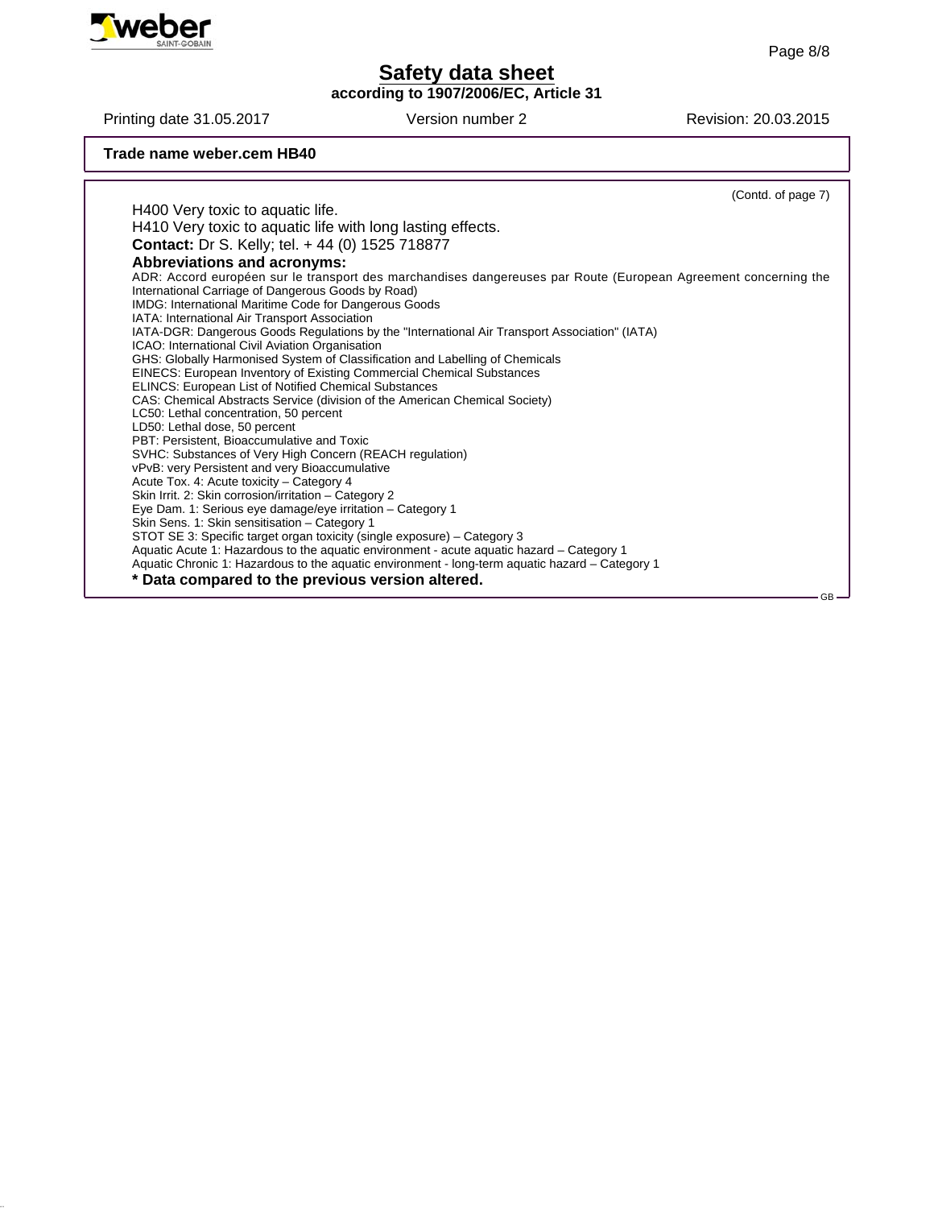(Contd. of page 7)

H400 Very toxic to aquatic life.
H410 Very toxic to aquatic life with long lasting effects.

**Contact:** Dr S. Kelly; tel. + 44 (0) 1525 718877

**Abbreviations and acronyms:**

ADR: Accord européen sur le transport des marchandises dangereuses par Route (European Agreement concerning the International Carriage of Dangerous Goods by Road)
IMDG: International Maritime Code for Dangerous Goods
IATA: International Air Transport Association
IATA-DGR: Dangerous Goods Regulations by the "International Air Transport Association" (IATA)
ICAO: International Civil Aviation Organisation
GHS: Globally Harmonised System of Classification and Labelling of Chemicals
EINECS: European Inventory of Existing Commercial Chemical Substances
ELINCS: European List of Notified Chemical Substances
CAS: Chemical Abstracts Service (division of the American Chemical Society)
LC50: Lethal concentration, 50 percent
LD50: Lethal dose, 50 percent
PBT: Persistent, Bioaccumulative and Toxic
SVHC: Substances of Very High Concern (REACH regulation)
vPvB: very Persistent and very Bioaccumulative
Acute Tox. 4: Acute toxicity – Category 4
Skin Irrit. 2: Skin corrosion/irritation – Category 2
Eye Dam. 1: Serious eye damage/eye irritation – Category 1
Skin Sens. 1: Skin sensitisation – Category 1
STOT SE 3: Specific target organ toxicity (single exposure) – Category 3
Aquatic Acute 1: Hazardous to the aquatic environment - acute aquatic hazard – Category 1
Aquatic Chronic 1: Hazardous to the aquatic environment - long-term aquatic hazard – Category 1

**\* Data compared to the previous version altered.**

GB